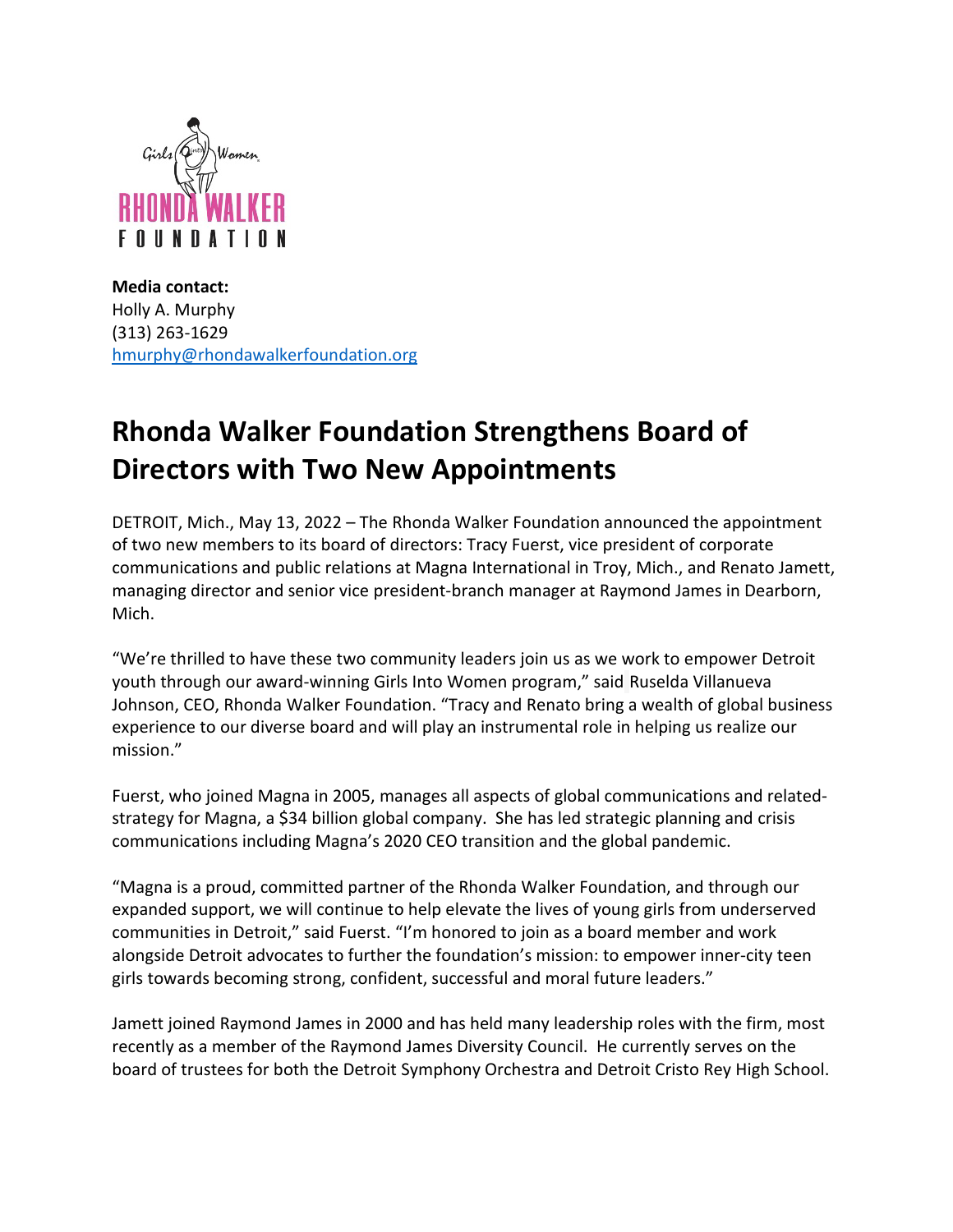**Media contact:**
Holly A. Murphy
(313) 263-1629
hmurphy@rhondawalkerfoundation.org

# Rhonda Walker Foundation Strengthens Board of Directors with Two New Appointments

DETROIT, Mich., May 13, 2022 – The Rhonda Walker Foundation announced the appointment of two new members to its board of directors: Tracy Fuerst, vice president of corporate communications and public relations at Magna International in Troy, Mich., and Renato Jamett, managing director and senior vice president-branch manager at Raymond James in Dearborn, Mich.

"We're thrilled to have these two community leaders join us as we work to empower Detroit youth through our award-winning Girls Into Women program," said Ruselda Villanueva Johnson, CEO, Rhonda Walker Foundation. "Tracy and Renato bring a wealth of global business experience to our diverse board and will play an instrumental role in helping us realize our mission."

Fuerst, who joined Magna in 2005, manages all aspects of global communications and related-strategy for Magna, a $34 billion global company. She has led strategic planning and crisis communications including Magna's 2020 CEO transition and the global pandemic.

"Magna is a proud, committed partner of the Rhonda Walker Foundation, and through our expanded support, we will continue to help elevate the lives of young girls from underserved communities in Detroit," said Fuerst. "I'm honored to join as a board member and work alongside Detroit advocates to further the foundation's mission: to empower inner-city teen girls towards becoming strong, confident, successful and moral future leaders."

Jamett joined Raymond James in 2000 and has held many leadership roles with the firm, most recently as a member of the Raymond James Diversity Council. He currently serves on the board of trustees for both the Detroit Symphony Orchestra and Detroit Cristo Rey High School.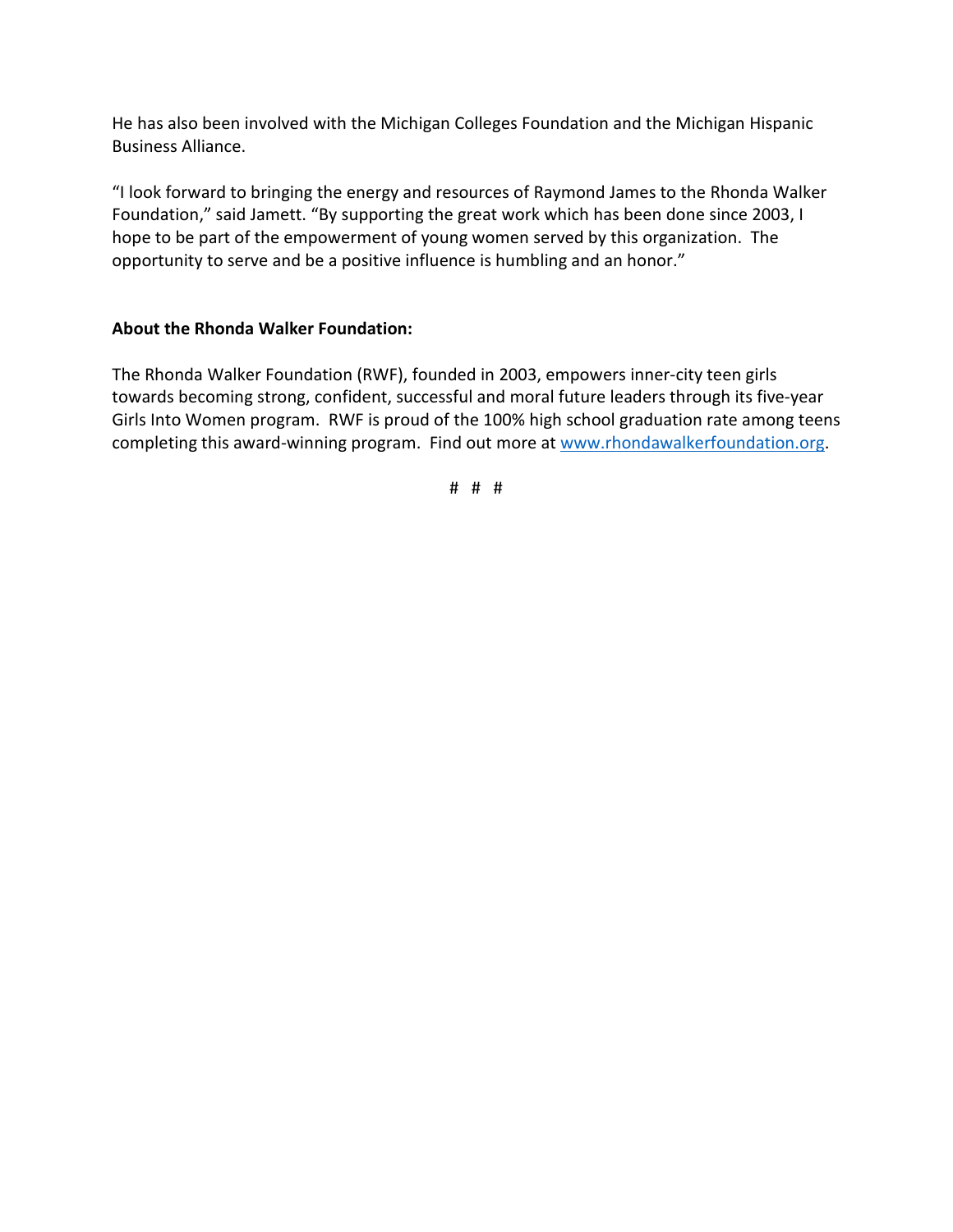He has also been involved with the Michigan Colleges Foundation and the Michigan Hispanic Business Alliance.

"I look forward to bringing the energy and resources of Raymond James to the Rhonda Walker Foundation," said Jamett. "By supporting the great work which has been done since 2003, I hope to be part of the empowerment of young women served by this organization. The opportunity to serve and be a positive influence is humbling and an honor."

**About the Rhonda Walker Foundation:**

The Rhonda Walker Foundation (RWF), founded in 2003, empowers inner-city teen girls towards becoming strong, confident, successful and moral future leaders through its five-year Girls Into Women program. RWF is proud of the 100% high school graduation rate among teens completing this award-winning program. Find out more at [www.rhondawalkerfoundation.org](http://www.rhondawalkerfoundation.org).

# # #